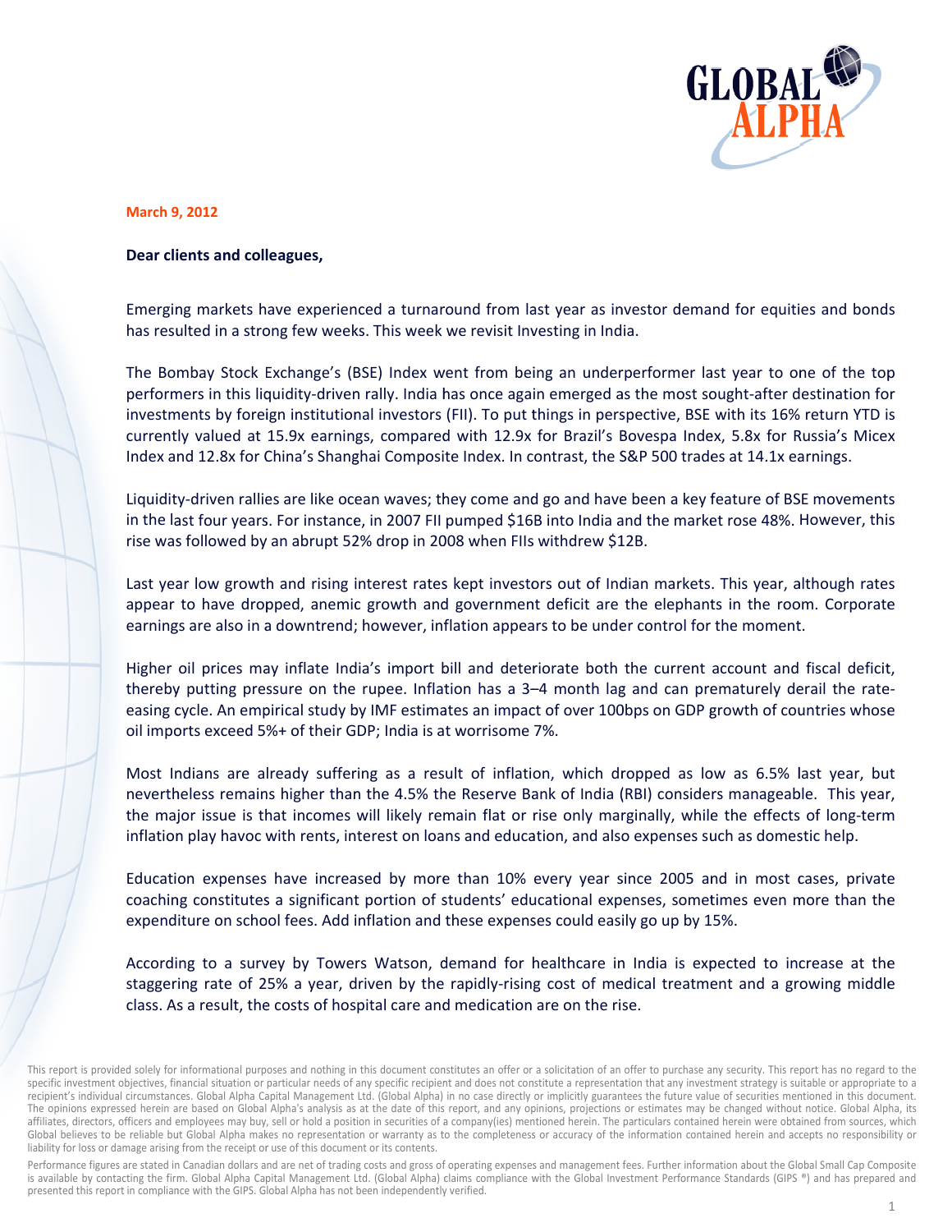**March 9, 2012**

**Dear clients and colleagues,**

Emerging markets have experienced a turnaround from last year as investor demand for equities and bonds has resulted in a strong few weeks. This week we revisit Investing in India.

The Bombay Stock Exchange's (BSE) Index went from being an underperformer last year to one of the top performers in this liquidity-driven rally. India has once again emerged as the most sought-after destination for investments by foreign institutional investors (FII). To put things in perspective, BSE with its 16% return YTD is currently valued at 15.9x earnings, compared with 12.9x for Brazil's Bovespa Index, 5.8x for Russia's Micex Index and 12.8x for China's Shanghai Composite Index. In contrast, the S&P 500 trades at 14.1x earnings.

Liquidity-driven rallies are like ocean waves; they come and go and have been a key feature of BSE movements in the last four years. For instance, in 2007 FII pumped $16B into India and the market rose 48%. However, this rise was followed by an abrupt 52% drop in 2008 when FIIs withdrew $12B.

Last year low growth and rising interest rates kept investors out of Indian markets. This year, although rates appear to have dropped, anemic growth and government deficit are the elephants in the room. Corporate earnings are also in a downtrend; however, inflation appears to be under control for the moment.

Higher oil prices may inflate India's import bill and deteriorate both the current account and fiscal deficit, thereby putting pressure on the rupee. Inflation has a 3–4 month lag and can prematurely derail the rate-easing cycle. An empirical study by IMF estimates an impact of over 100bps on GDP growth of countries whose oil imports exceed 5%+ of their GDP; India is at worrisome 7%.

Most Indians are already suffering as a result of inflation, which dropped as low as 6.5% last year, but nevertheless remains higher than the 4.5% the Reserve Bank of India (RBI) considers manageable. This year, the major issue is that incomes will likely remain flat or rise only marginally, while the effects of long-term inflation play havoc with rents, interest on loans and education, and also expenses such as domestic help.

Education expenses have increased by more than 10% every year since 2005 and in most cases, private coaching constitutes a significant portion of students' educational expenses, sometimes even more than the expenditure on school fees. Add inflation and these expenses could easily go up by 15%.

According to a survey by Towers Watson, demand for healthcare in India is expected to increase at the staggering rate of 25% a year, driven by the rapidly-rising cost of medical treatment and a growing middle class. As a result, the costs of hospital care and medication are on the rise.

This report is provided solely for informational purposes and nothing in this document constitutes an offer or a solicitation of an offer to purchase any security. This report has no regard to the specific investment objectives, financial situation or particular needs of any specific recipient and does not constitute a representation that any investment strategy is suitable or appropriate to a recipient's individual circumstances. Global Alpha Capital Management Ltd. (Global Alpha) in no case directly or implicitly guarantees the future value of securities mentioned in this document. The opinions expressed herein are based on Global Alpha's analysis as at the date of this report, and any opinions, projections or estimates may be changed without notice. Global Alpha, its affiliates, directors, officers and employees may buy, sell or hold a position in securities of a company(ies) mentioned herein. The particulars contained herein were obtained from sources, which Global believes to be reliable but Global Alpha makes no representation or warranty as to the completeness or accuracy of the information contained herein and accepts no responsibility or liability for loss or damage arising from the receipt or use of this document or its contents.

Performance figures are stated in Canadian dollars and are net of trading costs and gross of operating expenses and management fees. Further information about the Global Small Cap Composite is available by contacting the firm. Global Alpha Capital Management Ltd. (Global Alpha) claims compliance with the Global Investment Performance Standards (GIPS ®) and has prepared and presented this report in compliance with the GIPS. Global Alpha has not been independently verified.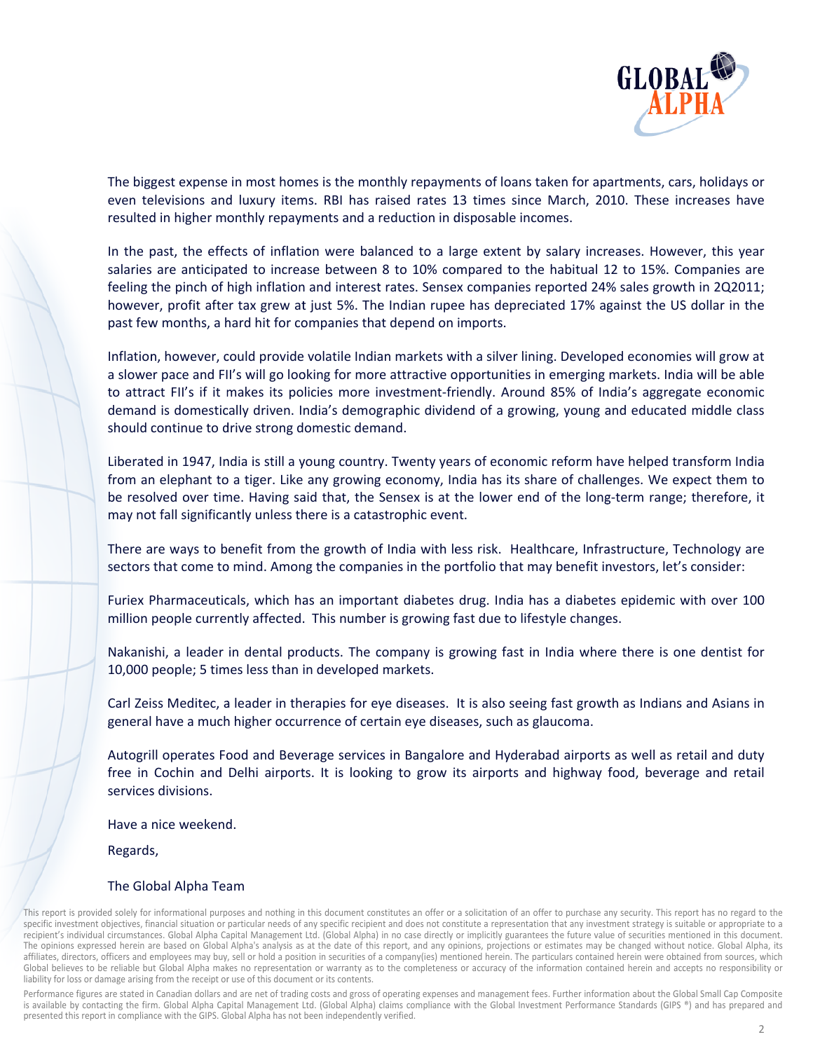The biggest expense in most homes is the monthly repayments of loans taken for apartments, cars, holidays or even televisions and luxury items. RBI has raised rates 13 times since March, 2010. These increases have resulted in higher monthly repayments and a reduction in disposable incomes.

In the past, the effects of inflation were balanced to a large extent by salary increases. However, this year salaries are anticipated to increase between 8 to 10% compared to the habitual 12 to 15%. Companies are feeling the pinch of high inflation and interest rates. Sensex companies reported 24% sales growth in 2Q2011; however, profit after tax grew at just 5%. The Indian rupee has depreciated 17% against the US dollar in the past few months, a hard hit for companies that depend on imports.

Inflation, however, could provide volatile Indian markets with a silver lining. Developed economies will grow at a slower pace and FII's will go looking for more attractive opportunities in emerging markets. India will be able to attract FII's if it makes its policies more investment-friendly. Around 85% of India's aggregate economic demand is domestically driven. India's demographic dividend of a growing, young and educated middle class should continue to drive strong domestic demand.

Liberated in 1947, India is still a young country. Twenty years of economic reform have helped transform India from an elephant to a tiger. Like any growing economy, India has its share of challenges. We expect them to be resolved over time. Having said that, the Sensex is at the lower end of the long-term range; therefore, it may not fall significantly unless there is a catastrophic event.

There are ways to benefit from the growth of India with less risk. Healthcare, Infrastructure, Technology are sectors that come to mind. Among the companies in the portfolio that may benefit investors, let's consider:

Furiex Pharmaceuticals, which has an important diabetes drug. India has a diabetes epidemic with over 100 million people currently affected. This number is growing fast due to lifestyle changes.

Nakanishi, a leader in dental products. The company is growing fast in India where there is one dentist for 10,000 people; 5 times less than in developed markets.

Carl Zeiss Meditec, a leader in therapies for eye diseases. It is also seeing fast growth as Indians and Asians in general have a much higher occurrence of certain eye diseases, such as glaucoma.

Autogrill operates Food and Beverage services in Bangalore and Hyderabad airports as well as retail and duty free in Cochin and Delhi airports. It is looking to grow its airports and highway food, beverage and retail services divisions.

Have a nice weekend.

Regards,

The Global Alpha Team

This report is provided solely for informational purposes and nothing in this document constitutes an offer or a solicitation of an offer to purchase any security. This report has no regard to the specific investment objectives, financial situation or particular needs of any specific recipient and does not constitute a representation that any investment strategy is suitable or appropriate to a recipient's individual circumstances. Global Alpha Capital Management Ltd. (Global Alpha) in no case directly or implicitly guarantees the future value of securities mentioned in this document. The opinions expressed herein are based on Global Alpha's analysis as at the date of this report, and any opinions, projections or estimates may be changed without notice. Global Alpha, its affiliates, directors, officers and employees may buy, sell or hold a position in securities of a company(ies) mentioned herein. The particulars contained herein were obtained from sources, which Global believes to be reliable but Global Alpha makes no representation or warranty as to the completeness or accuracy of the information contained herein and accepts no responsibility or liability for loss or damage arising from the receipt or use of this document or its contents.

Performance figures are stated in Canadian dollars and are net of trading costs and gross of operating expenses and management fees. Further information about the Global Small Cap Composite is available by contacting the firm. Global Alpha Capital Management Ltd. (Global Alpha) claims compliance with the Global Investment Performance Standards (GIPS ®) and has prepared and presented this report in compliance with the GIPS. Global Alpha has not been independently verified.